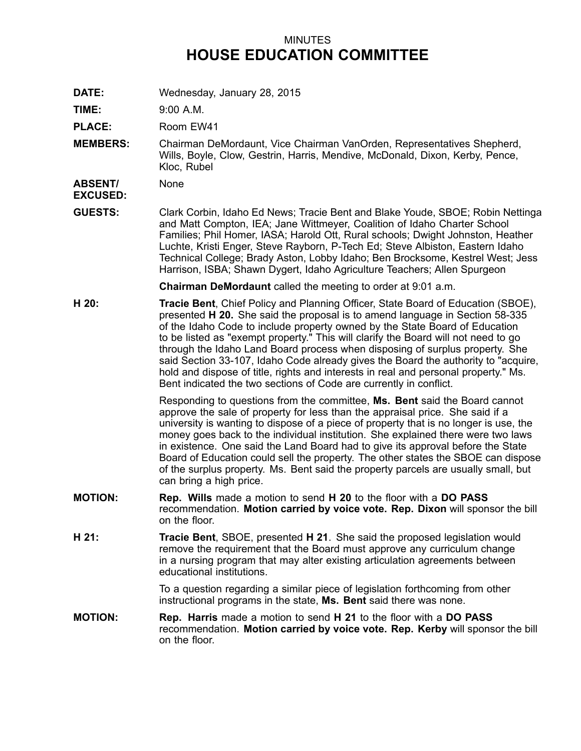MINUTES

# HOUSE EDUCATION COMMITTEE

**DATE:** Wednesday, January 28, 2015

**TIME:** 9:00 A.M.

**PLACE:** Room EW41

**MEMBERS:** Chairman DeMordaunt, Vice Chairman VanOrden, Representatives Shepherd, Wills, Boyle, Clow, Gestrin, Harris, Mendive, McDonald, Dixon, Kerby, Pence, Kloc, Rubel

**ABSENT/ EXCUSED:** None

**GUESTS:** Clark Corbin, Idaho Ed News; Tracie Bent and Blake Youde, SBOE; Robin Nettinga and Matt Compton, IEA; Jane Wittmeyer, Coalition of Idaho Charter School Families; Phil Homer, IASA; Harold Ott, Rural schools; Dwight Johnston, Heather Luchte, Kristi Enger, Steve Rayborn, P-Tech Ed; Steve Albiston, Eastern Idaho Technical College; Brady Aston, Lobby Idaho; Ben Brocksome, Kestrel West; Jess Harrison, ISBA; Shawn Dygert, Idaho Agriculture Teachers; Allen Spurgeon

**Chairman DeMordaunt** called the meeting to order at 9:01 a.m.

**H 20:** **Tracie Bent**, Chief Policy and Planning Officer, State Board of Education (SBOE), presented **H 20.** She said the proposal is to amend language in Section 58-335 of the Idaho Code to include property owned by the State Board of Education to be listed as "exempt property." This will clarify the Board will not need to go through the Idaho Land Board process when disposing of surplus property. She said Section 33-107, Idaho Code already gives the Board the authority to "acquire, hold and dispose of title, rights and interests in real and personal property." Ms. Bent indicated the two sections of Code are currently in conflict.

Responding to questions from the committee, **Ms. Bent** said the Board cannot approve the sale of property for less than the appraisal price. She said if a university is wanting to dispose of a piece of property that is no longer is use, the money goes back to the individual institution. She explained there were two laws in existence. One said the Land Board had to give its approval before the State Board of Education could sell the property. The other states the SBOE can dispose of the surplus property. Ms. Bent said the property parcels are usually small, but can bring a high price.

**MOTION:** **Rep. Wills** made a motion to send **H 20** to the floor with a **DO PASS** recommendation. **Motion carried by voice vote. Rep. Dixon** will sponsor the bill on the floor.

**H 21:** **Tracie Bent**, SBOE, presented **H 21**. She said the proposed legislation would remove the requirement that the Board must approve any curriculum change in a nursing program that may alter existing articulation agreements between educational institutions.

To a question regarding a similar piece of legislation forthcoming from other instructional programs in the state, **Ms. Bent** said there was none.

**MOTION:** **Rep. Harris** made a motion to send **H 21** to the floor with a **DO PASS** recommendation. **Motion carried by voice vote. Rep. Kerby** will sponsor the bill on the floor.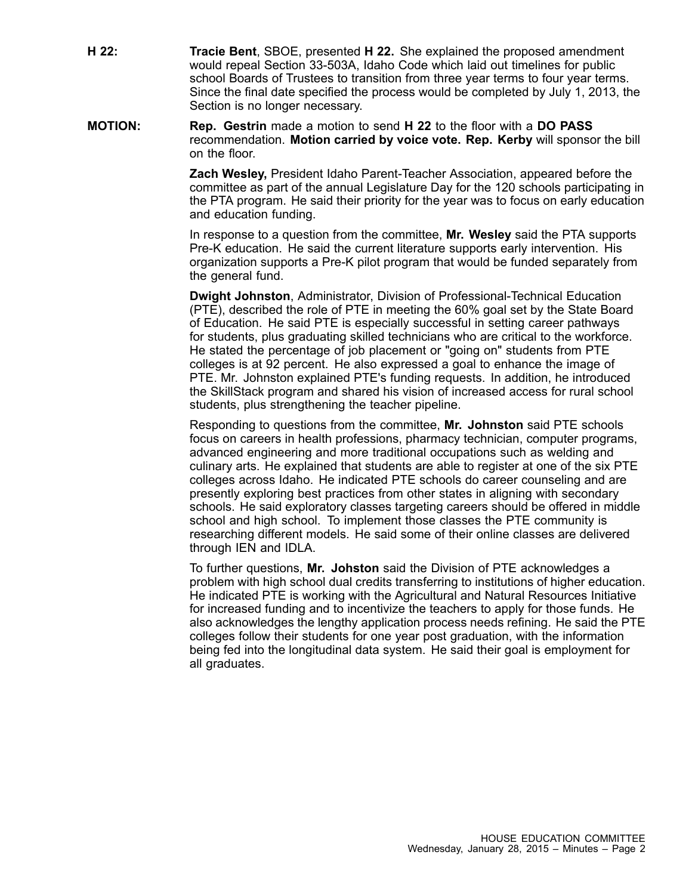**H 22:** **Tracie Bent**, SBOE, presented **H 22.** She explained the proposed amendment would repeal Section 33-503A, Idaho Code which laid out timelines for public school Boards of Trustees to transition from three year terms to four year terms. Since the final date specified the process would be completed by July 1, 2013, the Section is no longer necessary.

**MOTION:** **Rep. Gestrin** made a motion to send **H 22** to the floor with a **DO PASS** recommendation. **Motion carried by voice vote. Rep. Kerby** will sponsor the bill on the floor.

**Zach Wesley,** President Idaho Parent-Teacher Association, appeared before the committee as part of the annual Legislature Day for the 120 schools participating in the PTA program. He said their priority for the year was to focus on early education and education funding.

In response to a question from the committee, **Mr. Wesley** said the PTA supports Pre-K education. He said the current literature supports early intervention. His organization supports a Pre-K pilot program that would be funded separately from the general fund.

**Dwight Johnston**, Administrator, Division of Professional-Technical Education (PTE), described the role of PTE in meeting the 60% goal set by the State Board of Education. He said PTE is especially successful in setting career pathways for students, plus graduating skilled technicians who are critical to the workforce. He stated the percentage of job placement or "going on" students from PTE colleges is at 92 percent. He also expressed a goal to enhance the image of PTE. Mr. Johnston explained PTE's funding requests. In addition, he introduced the SkillStack program and shared his vision of increased access for rural school students, plus strengthening the teacher pipeline.

Responding to questions from the committee, **Mr. Johnston** said PTE schools focus on careers in health professions, pharmacy technician, computer programs, advanced engineering and more traditional occupations such as welding and culinary arts. He explained that students are able to register at one of the six PTE colleges across Idaho. He indicated PTE schools do career counseling and are presently exploring best practices from other states in aligning with secondary schools. He said exploratory classes targeting careers should be offered in middle school and high school. To implement those classes the PTE community is researching different models. He said some of their online classes are delivered through IEN and IDLA.

To further questions, **Mr. Johston** said the Division of PTE acknowledges a problem with high school dual credits transferring to institutions of higher education. He indicated PTE is working with the Agricultural and Natural Resources Initiative for increased funding and to incentivize the teachers to apply for those funds. He also acknowledges the lengthy application process needs refining. He said the PTE colleges follow their students for one year post graduation, with the information being fed into the longitudinal data system. He said their goal is employment for all graduates.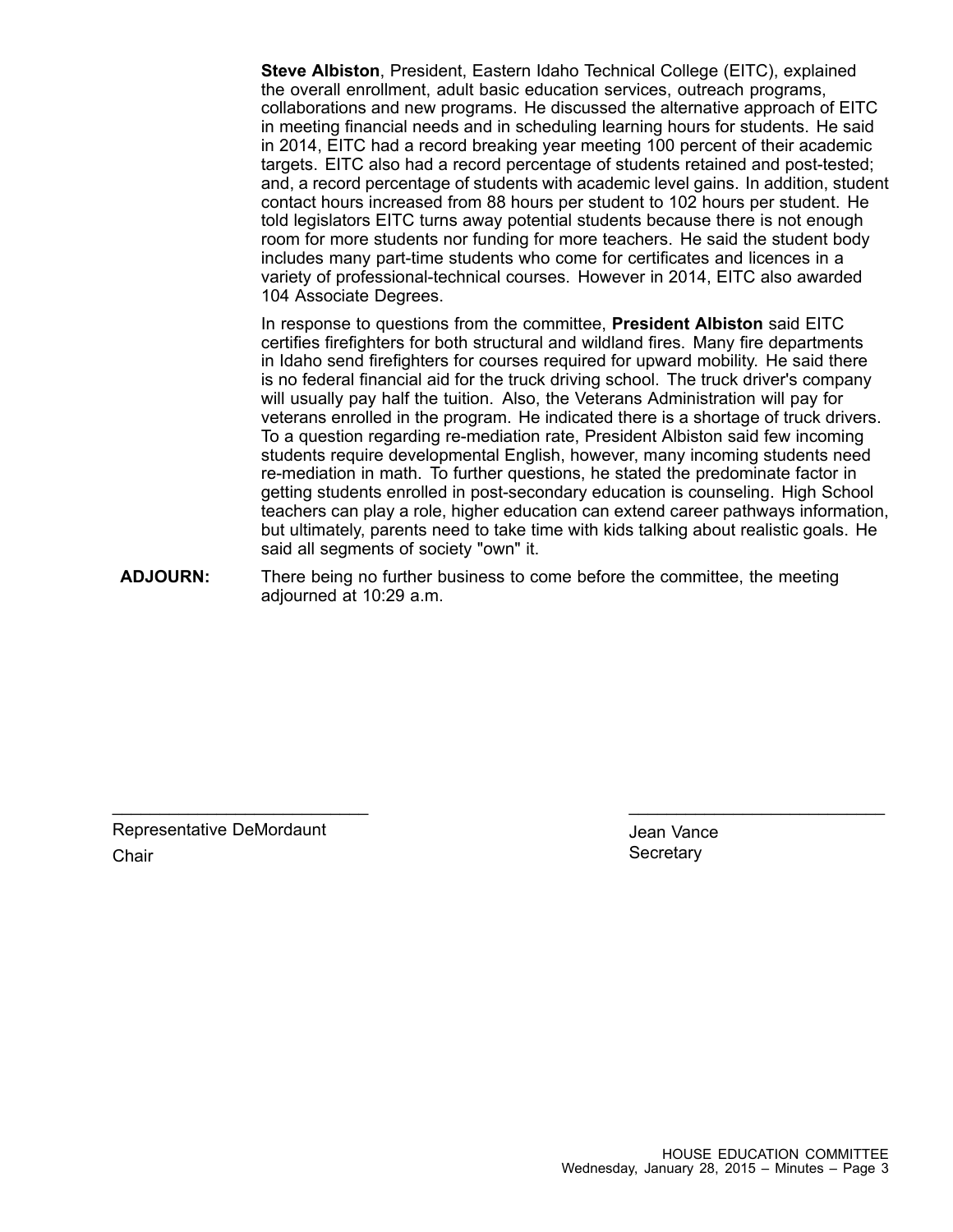**Steve Albiston**, President, Eastern Idaho Technical College (EITC), explained the overall enrollment, adult basic education services, outreach programs, collaborations and new programs. He discussed the alternative approach of EITC in meeting financial needs and in scheduling learning hours for students. He said in 2014, EITC had a record breaking year meeting 100 percent of their academic targets. EITC also had a record percentage of students retained and post-tested; and, a record percentage of students with academic level gains. In addition, student contact hours increased from 88 hours per student to 102 hours per student. He told legislators EITC turns away potential students because there is not enough room for more students nor funding for more teachers. He said the student body includes many part-time students who come for certificates and licences in a variety of professional-technical courses. However in 2014, EITC also awarded 104 Associate Degrees.

In response to questions from the committee, **President Albiston** said EITC certifies firefighters for both structural and wildland fires. Many fire departments in Idaho send firefighters for courses required for upward mobility. He said there is no federal financial aid for the truck driving school. The truck driver's company will usually pay half the tuition. Also, the Veterans Administration will pay for veterans enrolled in the program. He indicated there is a shortage of truck drivers. To a question regarding re-mediation rate, President Albiston said few incoming students require developmental English, however, many incoming students need re-mediation in math. To further questions, he stated the predominate factor in getting students enrolled in post-secondary education is counseling. High School teachers can play a role, higher education can extend career pathways information, but ultimately, parents need to take time with kids talking about realistic goals. He said all segments of society "own" it.

**ADJOURN:** There being no further business to come before the committee, the meeting adjourned at 10:29 a.m.

___________________________
Representative DeMordaunt
Chair

___________________________
Jean Vance
Secretary